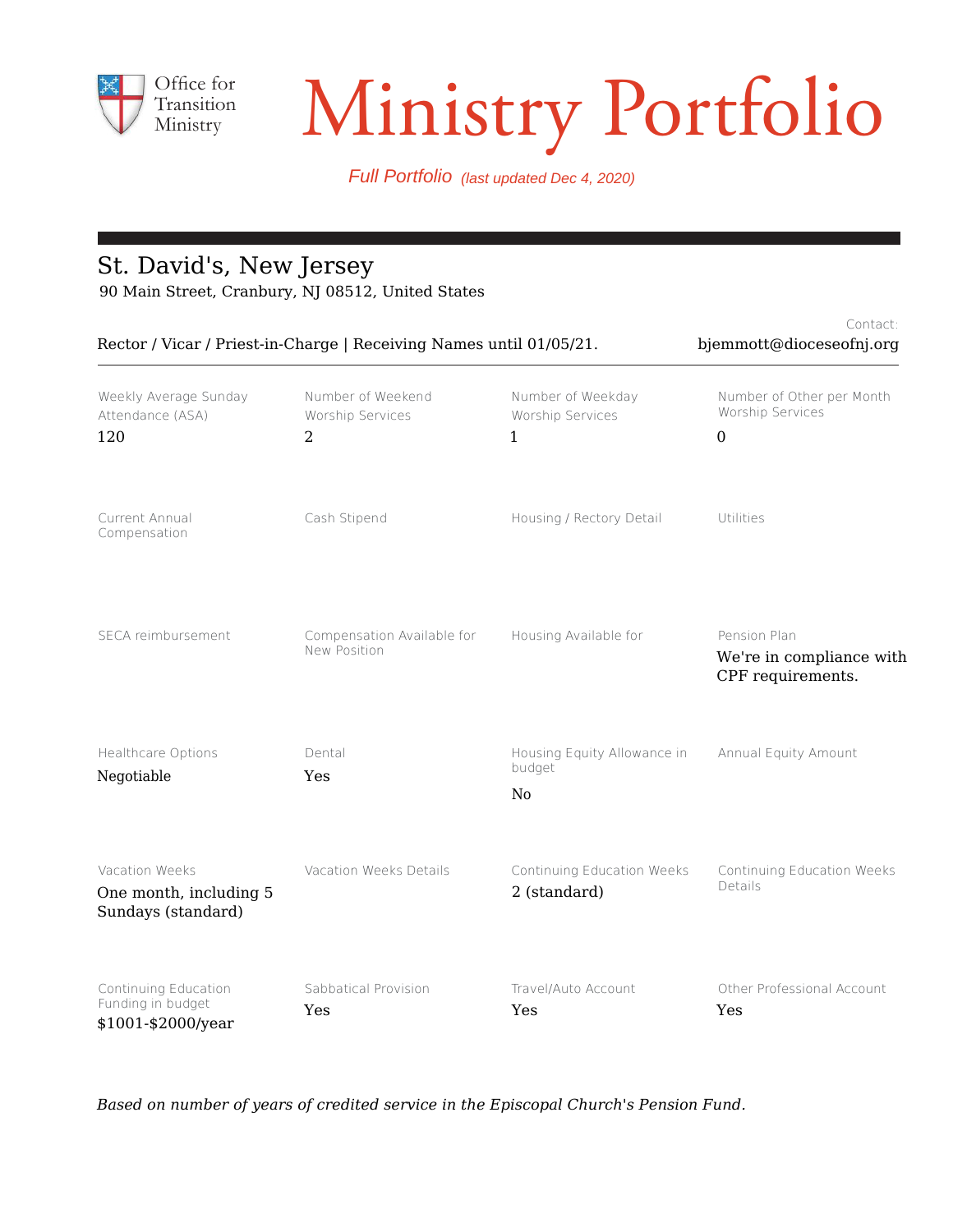Office for Transition Ministry

# Ministry Portfolio

*Full Portfolio (last updated Dec 4, 2020)*

## St. David's, New Jersey

90 Main Street, Cranbury, NJ 08512, United States

Rector / Vicar / Priest-in-Charge | Receiving Names until 01/05/21.

Contact: bjemmott@dioceseofnj.org

| Weekly Average Sunday Attendance (ASA) | Number of Weekend Worship Services | Number of Weekday Worship Services | Number of Other per Month Worship Services |
|---|---|---|---|
| 120 | 2 | 1 | 0 |

| Current Annual Compensation | Cash Stipend | Housing / Rectory Detail | Utilities |
|---|---|---|---|
| | | | |

| SECA reimbursement | Compensation Available for New Position | Housing Available for | Pension Plan |
|---|---|---|---|
| | | | We're in compliance with CPF requirements. |

| Healthcare Options | Dental | Housing Equity Allowance in budget | Annual Equity Amount |
|---|---|---|---|
| Negotiable | Yes | No | |

| Vacation Weeks | Vacation Weeks Details | Continuing Education Weeks | Continuing Education Weeks Details |
|---|---|---|---|
| One month, including 5 Sundays (standard) | | 2 (standard) | |

| Continuing Education Funding in budget | Sabbatical Provision | Travel/Auto Account | Other Professional Account |
|---|---|---|---|
| $1001-$2000/year | Yes | Yes | Yes |

*Based on number of years of credited service in the Episcopal Church's Pension Fund.*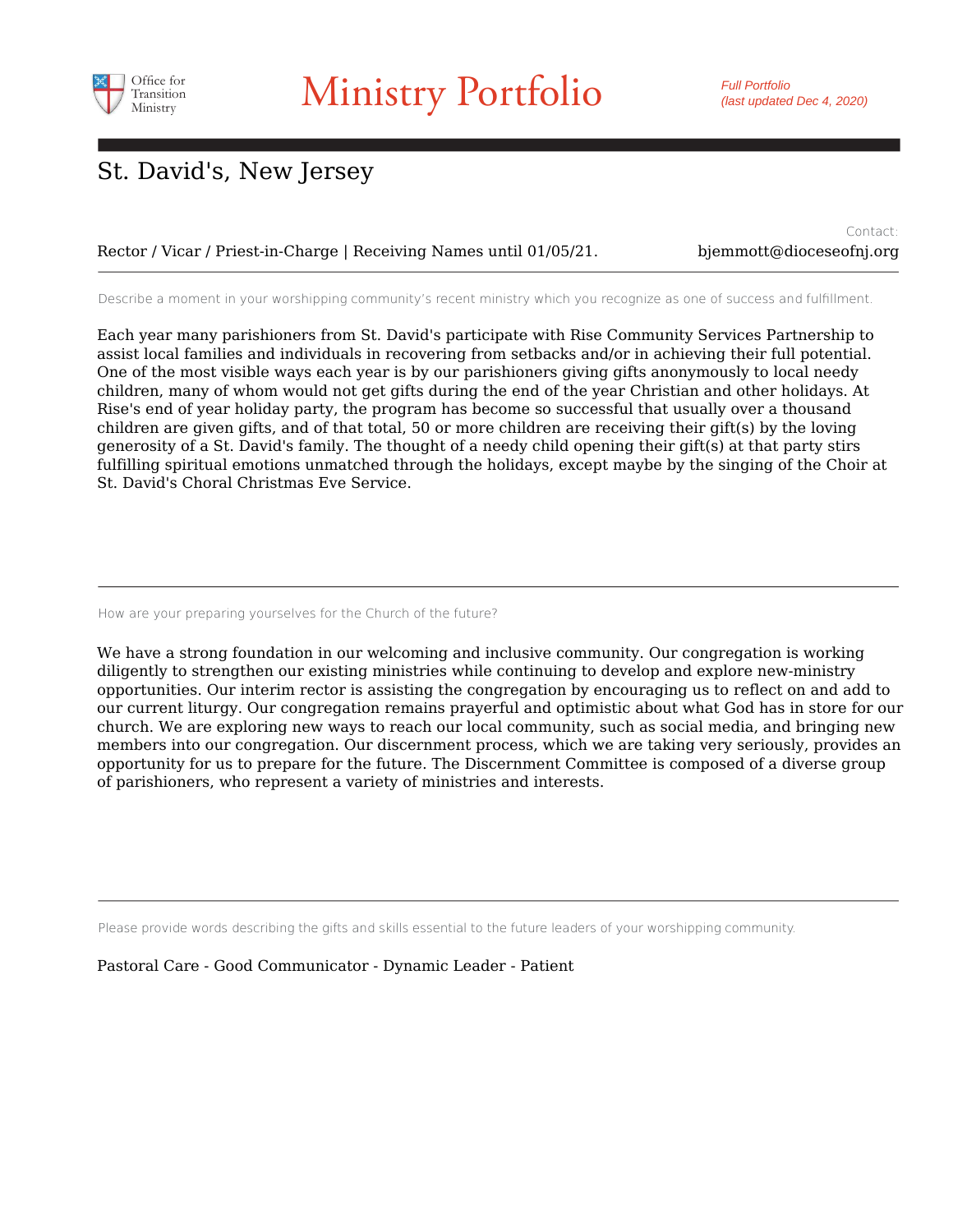# Ministry Portfolio

*Full Portfolio (last updated Dec 4, 2020)*

## St. David's, New Jersey

Rector / Vicar / Priest-in-Charge | Receiving Names until 01/05/21.

Contact: bjemmott@dioceseofnj.org

---

Describe a moment in your worshipping community's recent ministry which you recognize as one of success and fulfillment.

Each year many parishioners from St. David's participate with Rise Community Services Partnership to assist local families and individuals in recovering from setbacks and/or in achieving their full potential. One of the most visible ways each year is by our parishioners giving gifts anonymously to local needy children, many of whom would not get gifts during the end of the year Christian and other holidays. At Rise's end of year holiday party, the program has become so successful that usually over a thousand children are given gifts, and of that total, 50 or more children are receiving their gift(s) by the loving generosity of a St. David's family. The thought of a needy child opening their gift(s) at that party stirs fulfilling spiritual emotions unmatched through the holidays, except maybe by the singing of the Choir at St. David's Choral Christmas Eve Service.

---

How are your preparing yourselves for the Church of the future?

We have a strong foundation in our welcoming and inclusive community. Our congregation is working diligently to strengthen our existing ministries while continuing to develop and explore new-ministry opportunities. Our interim rector is assisting the congregation by encouraging us to reflect on and add to our current liturgy. Our congregation remains prayerful and optimistic about what God has in store for our church. We are exploring new ways to reach our local community, such as social media, and bringing new members into our congregation. Our discernment process, which we are taking very seriously, provides an opportunity for us to prepare for the future. The Discernment Committee is composed of a diverse group of parishioners, who represent a variety of ministries and interests.

---

Please provide words describing the gifts and skills essential to the future leaders of your worshipping community.

Pastoral Care - Good Communicator - Dynamic Leader - Patient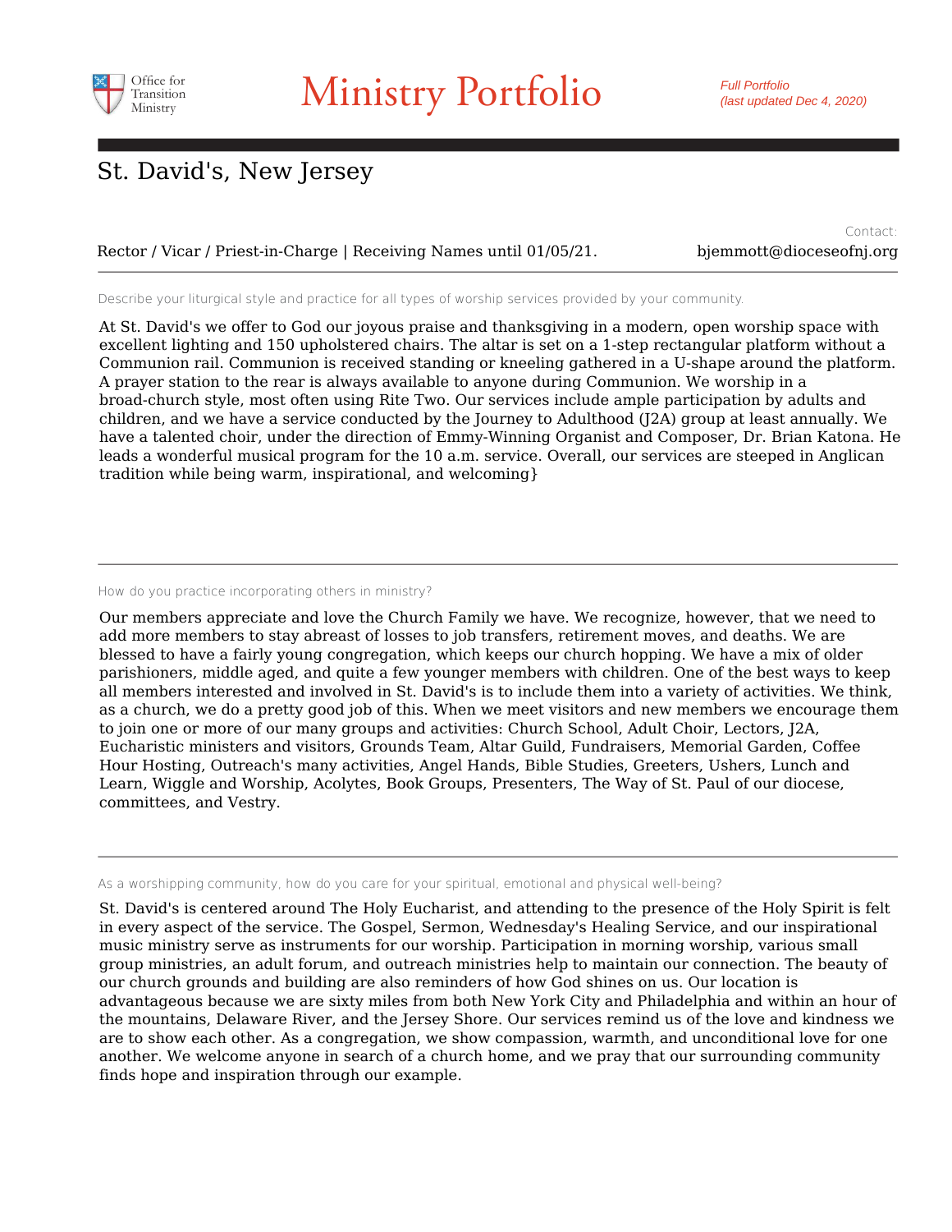# Ministry Portfolio

Office for Transition Ministry

*Full Portfolio (last updated Dec 4, 2020)*

## St. David's, New Jersey

Contact:

Rector / Vicar / Priest-in-Charge | Receiving Names until 01/05/21. bjemmott@dioceseofnj.org

---

Describe your liturgical style and practice for all types of worship services provided by your community.

At St. David's we offer to God our joyous praise and thanksgiving in a modern, open worship space with excellent lighting and 150 upholstered chairs. The altar is set on a 1-step rectangular platform without a Communion rail. Communion is received standing or kneeling gathered in a U-shape around the platform. A prayer station to the rear is always available to anyone during Communion. We worship in a broad-church style, most often using Rite Two. Our services include ample participation by adults and children, and we have a service conducted by the Journey to Adulthood (J2A) group at least annually. We have a talented choir, under the direction of Emmy-Winning Organist and Composer, Dr. Brian Katona. He leads a wonderful musical program for the 10 a.m. service. Overall, our services are steeped in Anglican tradition while being warm, inspirational, and welcoming}

---

How do you practice incorporating others in ministry?

Our members appreciate and love the Church Family we have. We recognize, however, that we need to add more members to stay abreast of losses to job transfers, retirement moves, and deaths. We are blessed to have a fairly young congregation, which keeps our church hopping. We have a mix of older parishioners, middle aged, and quite a few younger members with children. One of the best ways to keep all members interested and involved in St. David's is to include them into a variety of activities. We think, as a church, we do a pretty good job of this. When we meet visitors and new members we encourage them to join one or more of our many groups and activities: Church School, Adult Choir, Lectors, J2A, Eucharistic ministers and visitors, Grounds Team, Altar Guild, Fundraisers, Memorial Garden, Coffee Hour Hosting, Outreach's many activities, Angel Hands, Bible Studies, Greeters, Ushers, Lunch and Learn, Wiggle and Worship, Acolytes, Book Groups, Presenters, The Way of St. Paul of our diocese, committees, and Vestry.

---

As a worshipping community, how do you care for your spiritual, emotional and physical well-being?

St. David's is centered around The Holy Eucharist, and attending to the presence of the Holy Spirit is felt in every aspect of the service. The Gospel, Sermon, Wednesday's Healing Service, and our inspirational music ministry serve as instruments for our worship. Participation in morning worship, various small group ministries, an adult forum, and outreach ministries help to maintain our connection. The beauty of our church grounds and building are also reminders of how God shines on us. Our location is advantageous because we are sixty miles from both New York City and Philadelphia and within an hour of the mountains, Delaware River, and the Jersey Shore. Our services remind us of the love and kindness we are to show each other. As a congregation, we show compassion, warmth, and unconditional love for one another. We welcome anyone in search of a church home, and we pray that our surrounding community finds hope and inspiration through our example.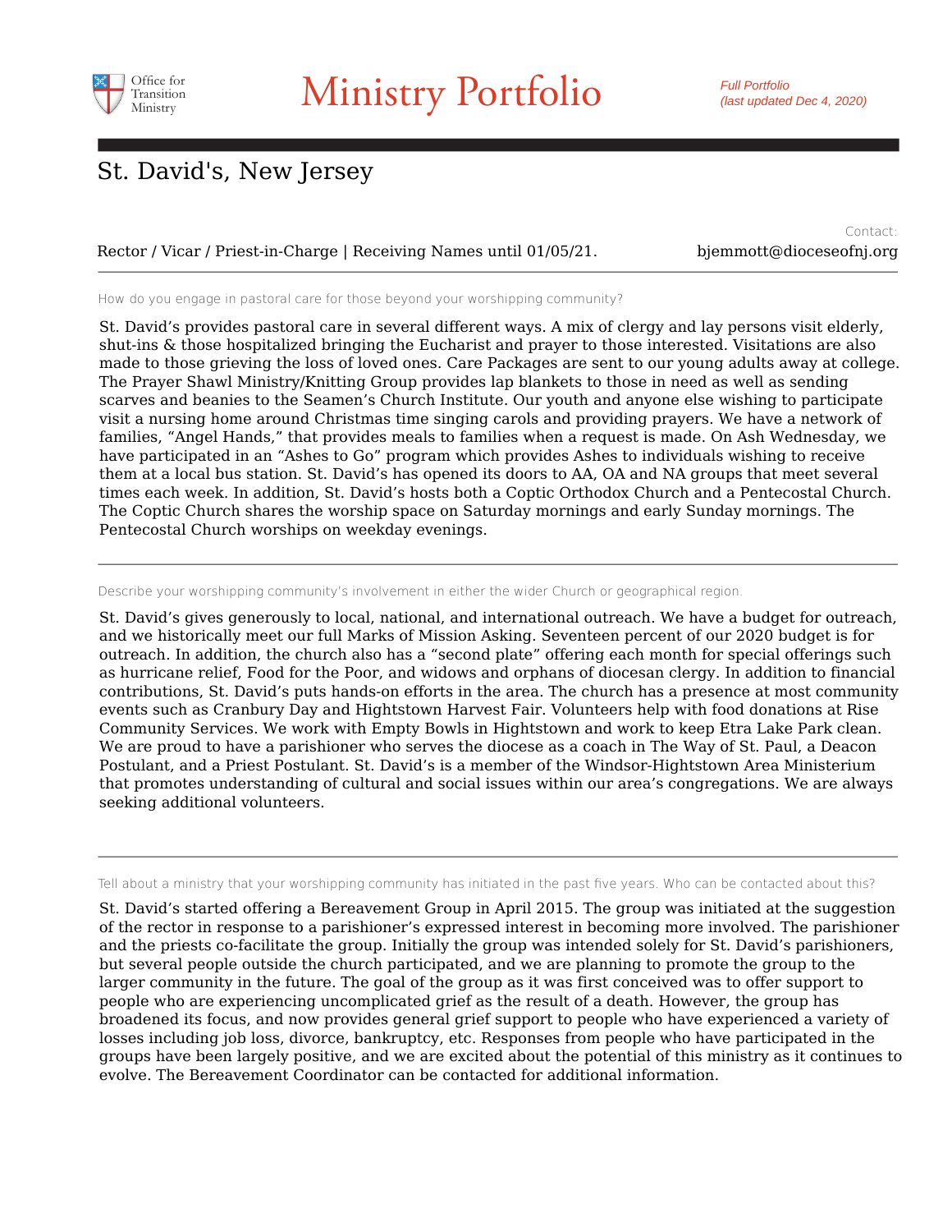# Ministry Portfolio

*Full Portfolio (last updated Dec 4, 2020)*

## St. David's, New Jersey

Rector / Vicar / Priest-in-Charge | Receiving Names until 01/05/21.

Contact: bjemmott@dioceseofnj.org

---

How do you engage in pastoral care for those beyond your worshipping community?

St. David's provides pastoral care in several different ways. A mix of clergy and lay persons visit elderly, shut-ins & those hospitalized bringing the Eucharist and prayer to those interested. Visitations are also made to those grieving the loss of loved ones. Care Packages are sent to our young adults away at college. The Prayer Shawl Ministry/Knitting Group provides lap blankets to those in need as well as sending scarves and beanies to the Seamen's Church Institute. Our youth and anyone else wishing to participate visit a nursing home around Christmas time singing carols and providing prayers. We have a network of families, "Angel Hands," that provides meals to families when a request is made. On Ash Wednesday, we have participated in an "Ashes to Go" program which provides Ashes to individuals wishing to receive them at a local bus station. St. David's has opened its doors to AA, OA and NA groups that meet several times each week. In addition, St. David's hosts both a Coptic Orthodox Church and a Pentecostal Church. The Coptic Church shares the worship space on Saturday mornings and early Sunday mornings. The Pentecostal Church worships on weekday evenings.

---

Describe your worshipping community's involvement in either the wider Church or geographical region.

St. David's gives generously to local, national, and international outreach. We have a budget for outreach, and we historically meet our full Marks of Mission Asking. Seventeen percent of our 2020 budget is for outreach. In addition, the church also has a "second plate" offering each month for special offerings such as hurricane relief, Food for the Poor, and widows and orphans of diocesan clergy. In addition to financial contributions, St. David's puts hands-on efforts in the area. The church has a presence at most community events such as Cranbury Day and Hightstown Harvest Fair. Volunteers help with food donations at Rise Community Services. We work with Empty Bowls in Hightstown and work to keep Etra Lake Park clean. We are proud to have a parishioner who serves the diocese as a coach in The Way of St. Paul, a Deacon Postulant, and a Priest Postulant. St. David's is a member of the Windsor-Hightstown Area Ministerium that promotes understanding of cultural and social issues within our area's congregations. We are always seeking additional volunteers.

---

Tell about a ministry that your worshipping community has initiated in the past five years. Who can be contacted about this?

St. David's started offering a Bereavement Group in April 2015. The group was initiated at the suggestion of the rector in response to a parishioner's expressed interest in becoming more involved. The parishioner and the priests co-facilitate the group. Initially the group was intended solely for St. David's parishioners, but several people outside the church participated, and we are planning to promote the group to the larger community in the future. The goal of the group as it was first conceived was to offer support to people who are experiencing uncomplicated grief as the result of a death. However, the group has broadened its focus, and now provides general grief support to people who have experienced a variety of losses including job loss, divorce, bankruptcy, etc. Responses from people who have participated in the groups have been largely positive, and we are excited about the potential of this ministry as it continues to evolve. The Bereavement Coordinator can be contacted for additional information.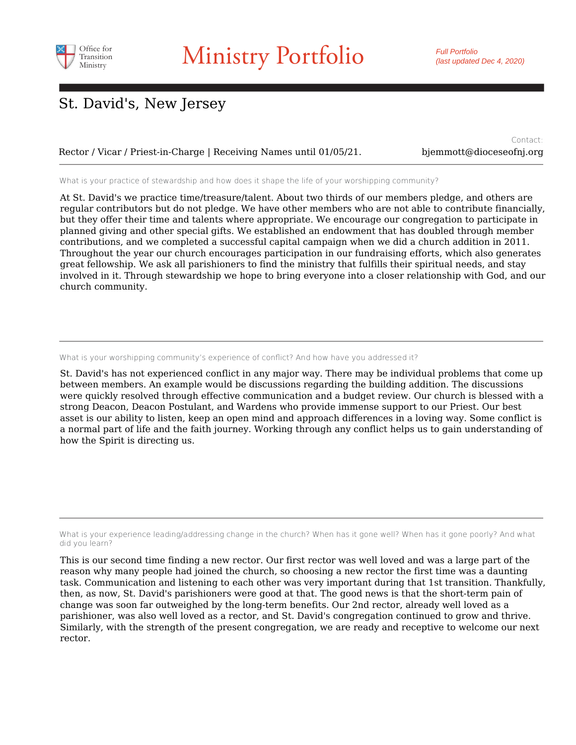# Ministry Portfolio

*Full Portfolio (last updated Dec 4, 2020)*

## St. David's, New Jersey

Rector / Vicar / Priest-in-Charge | Receiving Names until 01/05/21.

Contact: bjemmott@dioceseofnj.org

---

What is your practice of stewardship and how does it shape the life of your worshipping community?

At St. David's we practice time/treasure/talent. About two thirds of our members pledge, and others are regular contributors but do not pledge. We have other members who are not able to contribute financially, but they offer their time and talents where appropriate. We encourage our congregation to participate in planned giving and other special gifts. We established an endowment that has doubled through member contributions, and we completed a successful capital campaign when we did a church addition in 2011. Throughout the year our church encourages participation in our fundraising efforts, which also generates great fellowship. We ask all parishioners to find the ministry that fulfills their spiritual needs, and stay involved in it. Through stewardship we hope to bring everyone into a closer relationship with God, and our church community.

---

What is your worshipping community's experience of conflict? And how have you addressed it?

St. David's has not experienced conflict in any major way. There may be individual problems that come up between members. An example would be discussions regarding the building addition. The discussions were quickly resolved through effective communication and a budget review. Our church is blessed with a strong Deacon, Deacon Postulant, and Wardens who provide immense support to our Priest. Our best asset is our ability to listen, keep an open mind and approach differences in a loving way. Some conflict is a normal part of life and the faith journey. Working through any conflict helps us to gain understanding of how the Spirit is directing us.

---

What is your experience leading/addressing change in the church? When has it gone well? When has it gone poorly? And what did you learn?

This is our second time finding a new rector. Our first rector was well loved and was a large part of the reason why many people had joined the church, so choosing a new rector the first time was a daunting task. Communication and listening to each other was very important during that 1st transition. Thankfully, then, as now, St. David's parishioners were good at that. The good news is that the short-term pain of change was soon far outweighed by the long-term benefits. Our 2nd rector, already well loved as a parishioner, was also well loved as a rector, and St. David's congregation continued to grow and thrive. Similarly, with the strength of the present congregation, we are ready and receptive to welcome our next rector.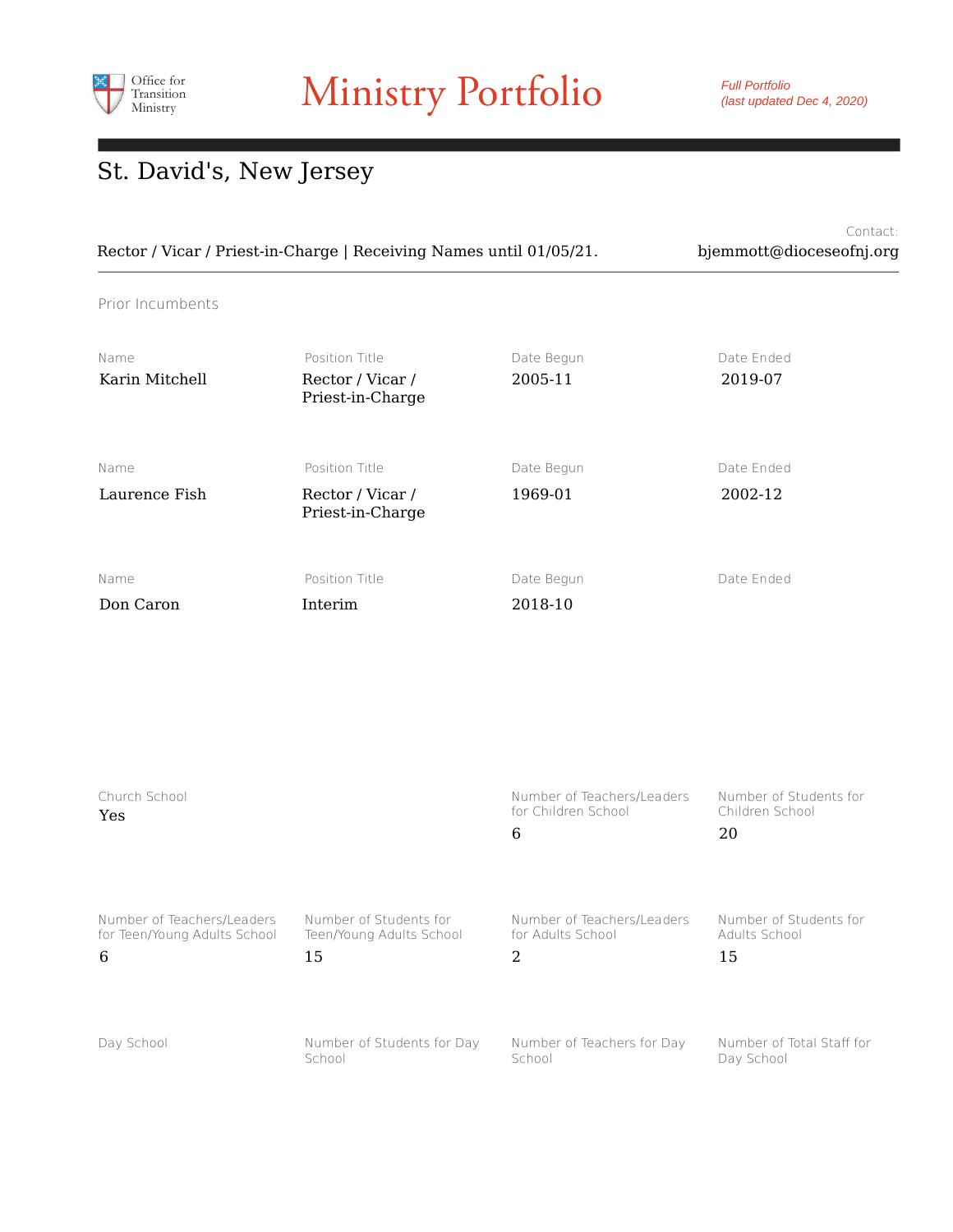Office for Transition Ministry

# Ministry Portfolio

*Full Portfolio (last updated Dec 4, 2020)*

## St. David's, New Jersey

Rector / Vicar / Priest-in-Charge | Receiving Names until 01/05/21.

Contact: bjemmott@dioceseofnj.org

### Prior Incumbents

| Name | Position Title | Date Begun | Date Ended |
|---|---|---|---|
| Karin Mitchell | Rector / Vicar / Priest-in-Charge | 2005-11 | 2019-07 |
| Laurence Fish | Rector / Vicar / Priest-in-Charge | 1969-01 | 2002-12 |
| Don Caron | Interim | 2018-10 | |

| Church School | | Number of Teachers/Leaders for Children School | Number of Students for Children School |
|---|---|---|---|
| Yes | | 6 | 20 |

| Number of Teachers/Leaders for Teen/Young Adults School | Number of Students for Teen/Young Adults School | Number of Teachers/Leaders for Adults School | Number of Students for Adults School |
|---|---|---|---|
| 6 | 15 | 2 | 15 |

| Day School | Number of Students for Day School | Number of Teachers for Day School | Number of Total Staff for Day School |
|---|---|---|---|
| | | | |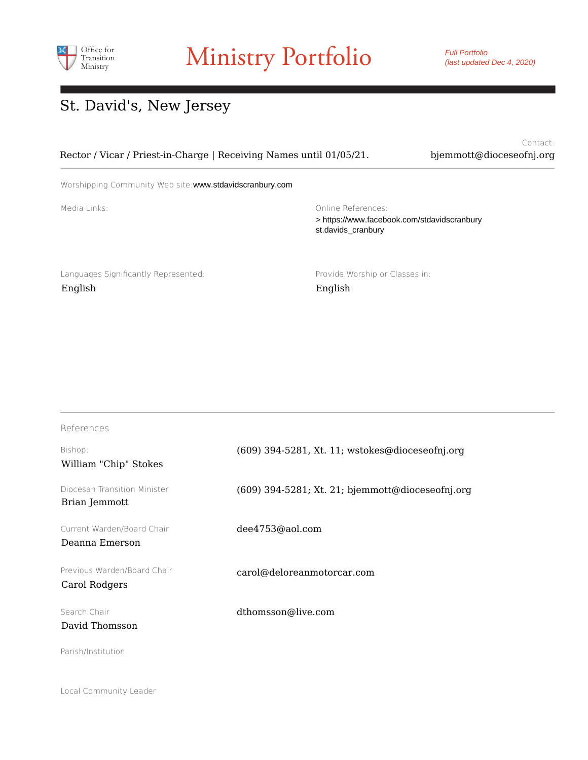Office for Transition Ministry

# Ministry Portfolio

*Full Portfolio*
*(last updated Dec 4, 2020)*

## St. David's, New Jersey

Contact:

Rector / Vicar / Priest-in-Charge | Receiving Names until 01/05/21. bjemmott@dioceseofnj.org

Worshipping Community Web site: www.stdavidscranbury.com

Media Links:

Online References:
> https://www.facebook.com/stdavidscranbury
st.davids_cranbury

Languages Significantly Represented:
English

Provide Worship or Classes in:
English

### References

Bishop:
William "Chip" Stokes
(609) 394-5281, Xt. 11; wstokes@dioceseofnj.org

Diocesan Transition Minister
Brian Jemmott
(609) 394-5281; Xt. 21; bjemmott@dioceseofnj.org

Current Warden/Board Chair
Deanna Emerson
dee4753@aol.com

Previous Warden/Board Chair
Carol Rodgers
carol@deloreanmotorcar.com

Search Chair
David Thomsson
dthomsson@live.com

Parish/Institution

Local Community Leader